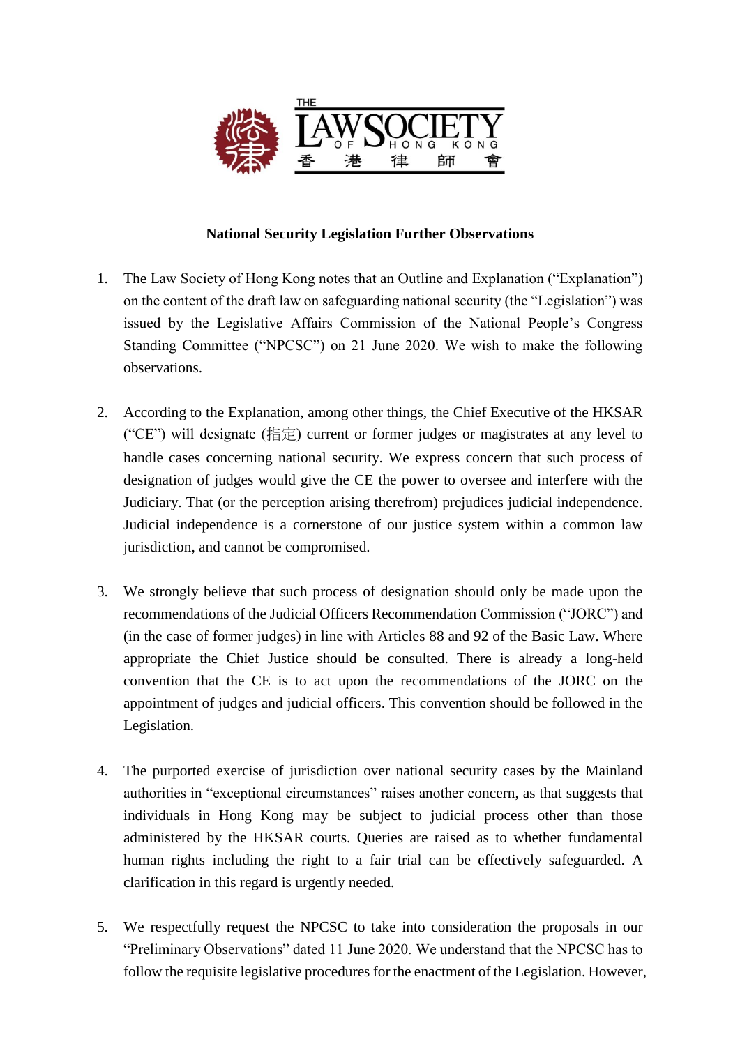**National Security Legislation Further Observations**

1. The Law Society of Hong Kong notes that an Outline and Explanation ("Explanation") on the content of the draft law on safeguarding national security (the "Legislation") was issued by the Legislative Affairs Commission of the National People's Congress Standing Committee ("NPCSC") on 21 June 2020. We wish to make the following observations.

2. According to the Explanation, among other things, the Chief Executive of the HKSAR ("CE") will designate (指定) current or former judges or magistrates at any level to handle cases concerning national security. We express concern that such process of designation of judges would give the CE the power to oversee and interfere with the Judiciary. That (or the perception arising therefrom) prejudices judicial independence. Judicial independence is a cornerstone of our justice system within a common law jurisdiction, and cannot be compromised.

3. We strongly believe that such process of designation should only be made upon the recommendations of the Judicial Officers Recommendation Commission ("JORC") and (in the case of former judges) in line with Articles 88 and 92 of the Basic Law. Where appropriate the Chief Justice should be consulted. There is already a long-held convention that the CE is to act upon the recommendations of the JORC on the appointment of judges and judicial officers. This convention should be followed in the Legislation.

4. The purported exercise of jurisdiction over national security cases by the Mainland authorities in "exceptional circumstances" raises another concern, as that suggests that individuals in Hong Kong may be subject to judicial process other than those administered by the HKSAR courts. Queries are raised as to whether fundamental human rights including the right to a fair trial can be effectively safeguarded. A clarification in this regard is urgently needed.

5. We respectfully request the NPCSC to take into consideration the proposals in our "Preliminary Observations" dated 11 June 2020. We understand that the NPCSC has to follow the requisite legislative procedures for the enactment of the Legislation. However,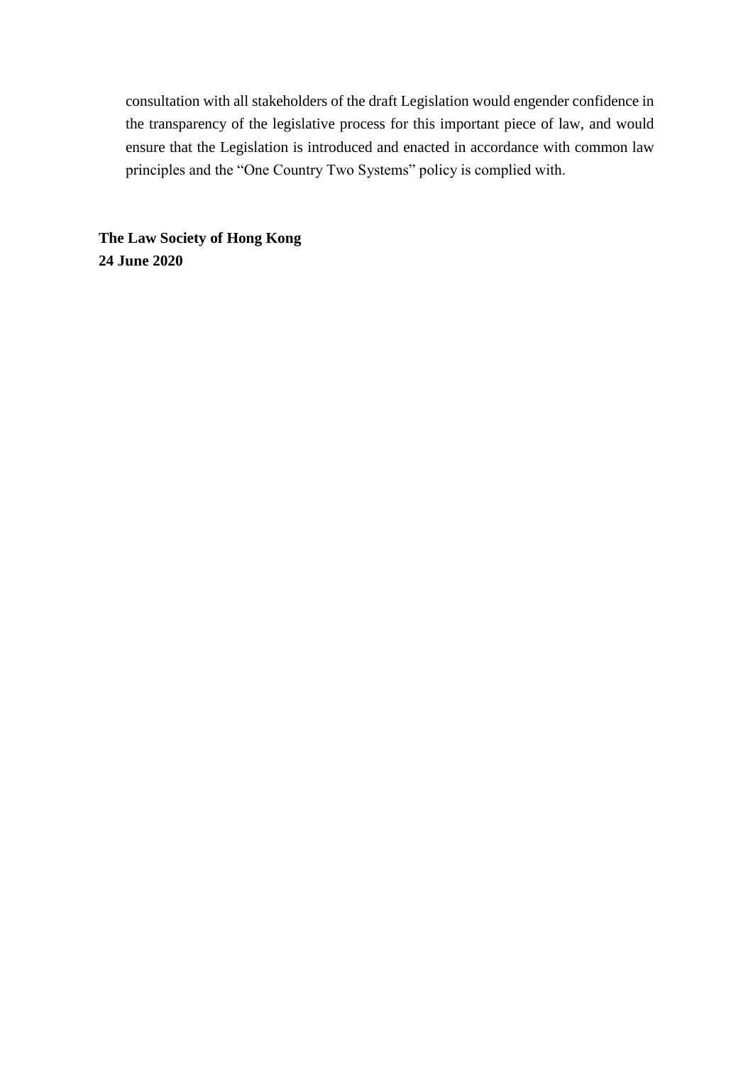consultation with all stakeholders of the draft Legislation would engender confidence in the transparency of the legislative process for this important piece of law, and would ensure that the Legislation is introduced and enacted in accordance with common law principles and the "One Country Two Systems" policy is complied with.

**The Law Society of Hong Kong**
**24 June 2020**